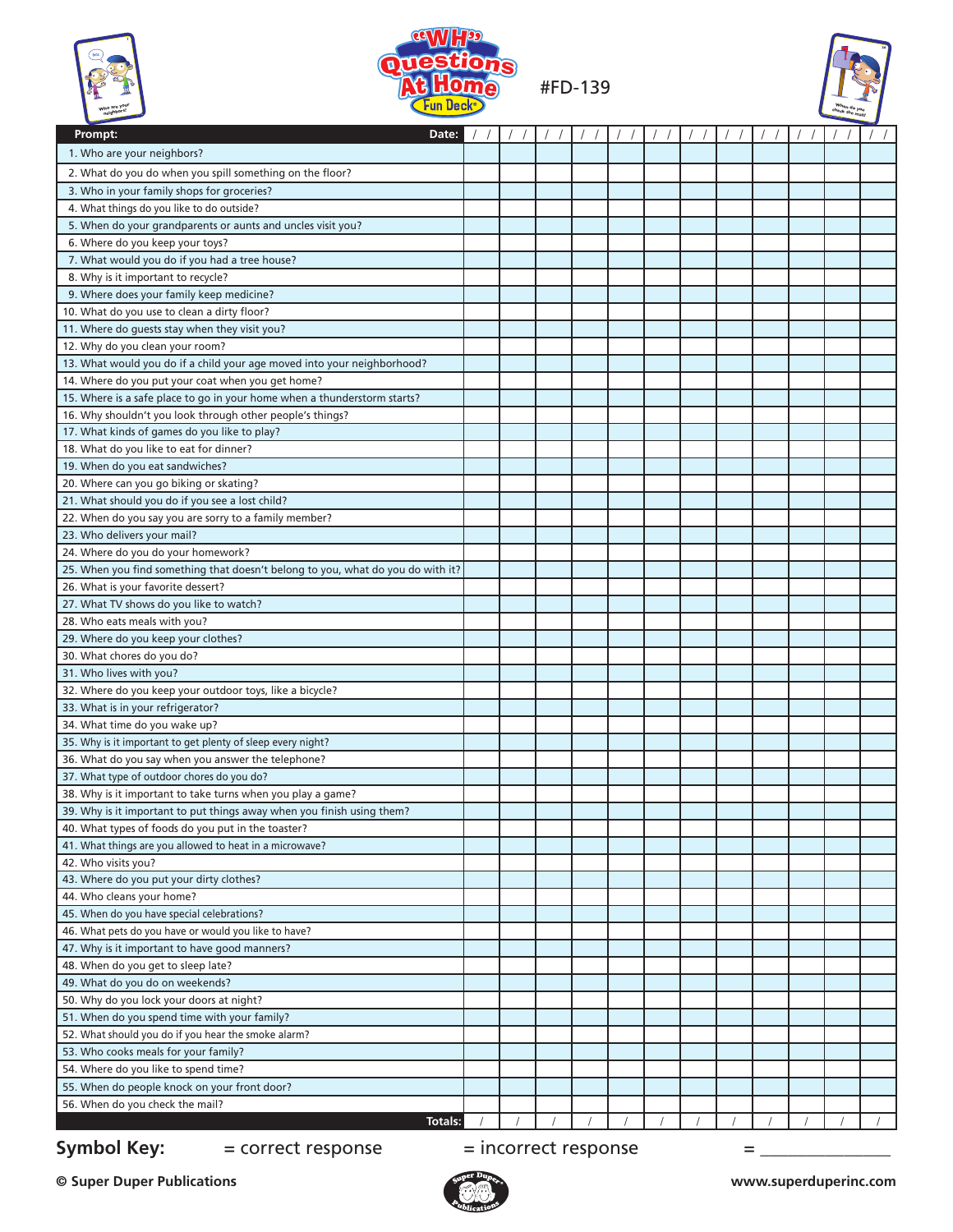# "WH" Questions At Home Fun Deck®

#FD-139

| Prompt: Date: | / / | / / | / / | / / | / / | / / | / / | / / | / / | / / | / / | / / |
|---|---|---|---|---|---|---|---|---|---|---|---|---|
| 1. Who are your neighbors? | | | | | | | | | | | | |
| 2. What do you do when you spill something on the floor? | | | | | | | | | | | | |
| 3. Who in your family shops for groceries? | | | | | | | | | | | | |
| 4. What things do you like to do outside? | | | | | | | | | | | | |
| 5. When do your grandparents or aunts and uncles visit you? | | | | | | | | | | | | |
| 6. Where do you keep your toys? | | | | | | | | | | | | |
| 7. What would you do if you had a tree house? | | | | | | | | | | | | |
| 8. Why is it important to recycle? | | | | | | | | | | | | |
| 9. Where does your family keep medicine? | | | | | | | | | | | | |
| 10. What do you use to clean a dirty floor? | | | | | | | | | | | | |
| 11. Where do guests stay when they visit you? | | | | | | | | | | | | |
| 12. Why do you clean your room? | | | | | | | | | | | | |
| 13. What would you do if a child your age moved into your neighborhood? | | | | | | | | | | | | |
| 14. Where do you put your coat when you get home? | | | | | | | | | | | | |
| 15. Where is a safe place to go in your home when a thunderstorm starts? | | | | | | | | | | | | |
| 16. Why shouldn't you look through other people's things? | | | | | | | | | | | | |
| 17. What kinds of games do you like to play? | | | | | | | | | | | | |
| 18. What do you like to eat for dinner? | | | | | | | | | | | | |
| 19. When do you eat sandwiches? | | | | | | | | | | | | |
| 20. Where can you go biking or skating? | | | | | | | | | | | | |
| 21. What should you do if you see a lost child? | | | | | | | | | | | | |
| 22. When do you say you are sorry to a family member? | | | | | | | | | | | | |
| 23. Who delivers your mail? | | | | | | | | | | | | |
| 24. Where do you do your homework? | | | | | | | | | | | | |
| 25. When you find something that doesn't belong to you, what do you do with it? | | | | | | | | | | | | |
| 26. What is your favorite dessert? | | | | | | | | | | | | |
| 27. What TV shows do you like to watch? | | | | | | | | | | | | |
| 28. Who eats meals with you? | | | | | | | | | | | | |
| 29. Where do you keep your clothes? | | | | | | | | | | | | |
| 30. What chores do you do? | | | | | | | | | | | | |
| 31. Who lives with you? | | | | | | | | | | | | |
| 32. Where do you keep your outdoor toys, like a bicycle? | | | | | | | | | | | | |
| 33. What is in your refrigerator? | | | | | | | | | | | | |
| 34. What time do you wake up? | | | | | | | | | | | | |
| 35. Why is it important to get plenty of sleep every night? | | | | | | | | | | | | |
| 36. What do you say when you answer the telephone? | | | | | | | | | | | | |
| 37. What type of outdoor chores do you do? | | | | | | | | | | | | |
| 38. Why is it important to take turns when you play a game? | | | | | | | | | | | | |
| 39. Why is it important to put things away when you finish using them? | | | | | | | | | | | | |
| 40. What types of foods do you put in the toaster? | | | | | | | | | | | | |
| 41. What things are you allowed to heat in a microwave? | | | | | | | | | | | | |
| 42. Who visits you? | | | | | | | | | | | | |
| 43. Where do you put your dirty clothes? | | | | | | | | | | | | |
| 44. Who cleans your home? | | | | | | | | | | | | |
| 45. When do you have special celebrations? | | | | | | | | | | | | |
| 46. What pets do you have or would you like to have? | | | | | | | | | | | | |
| 47. Why is it important to have good manners? | | | | | | | | | | | | |
| 48. When do you get to sleep late? | | | | | | | | | | | | |
| 49. What do you do on weekends? | | | | | | | | | | | | |
| 50. Why do you lock your doors at night? | | | | | | | | | | | | |
| 51. When do you spend time with your family? | | | | | | | | | | | | |
| 52. What should you do if you hear the smoke alarm? | | | | | | | | | | | | |
| 53. Who cooks meals for your family? | | | | | | | | | | | | |
| 54. Where do you like to spend time? | | | | | | | | | | | | |
| 55. When do people knock on your front door? | | | | | | | | | | | | |
| 56. When do you check the mail? | | | | | | | | | | | | |
| Totals: | / | / | / | / | / | / | / | / | / | / | / | / |

**Symbol Key:** = correct response = incorrect response = _______________

**© Super Duper Publications** www.superduperinc.com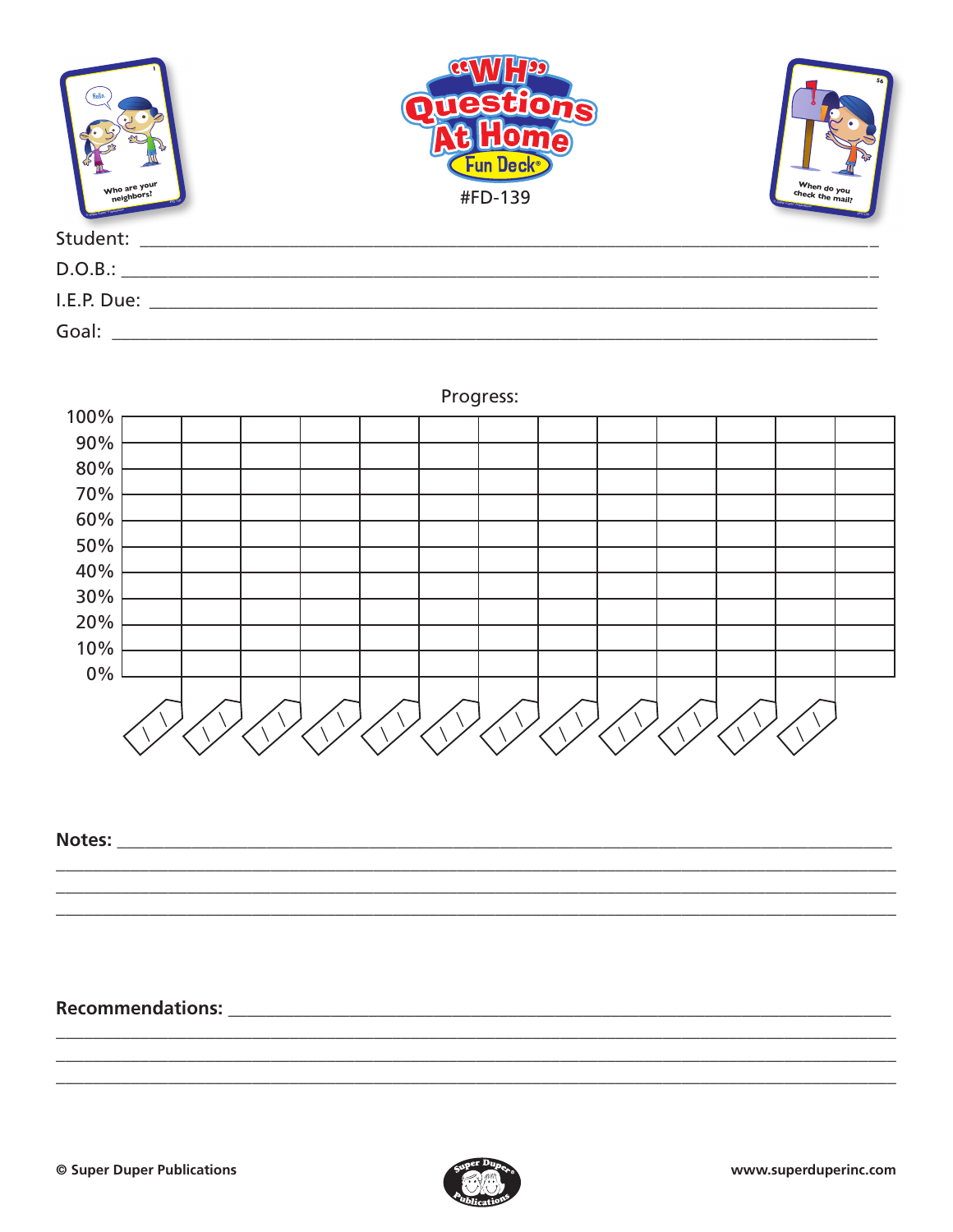# "WH" Questions At Home Fun Deck®

#FD-139

Student: ______________________________

D.O.B.: ______________________________

I.E.P. Due: ______________________________

Goal: ______________________________

Progress:

100%
90%
80%
70%
60%
50%
40%
30%
20%
10%
0%

**Notes:** ______________________________

______________________________

______________________________

______________________________

**Recommendations:** ______________________________

______________________________

______________________________

______________________________

**© Super Duper Publications**

**www.superduperinc.com**